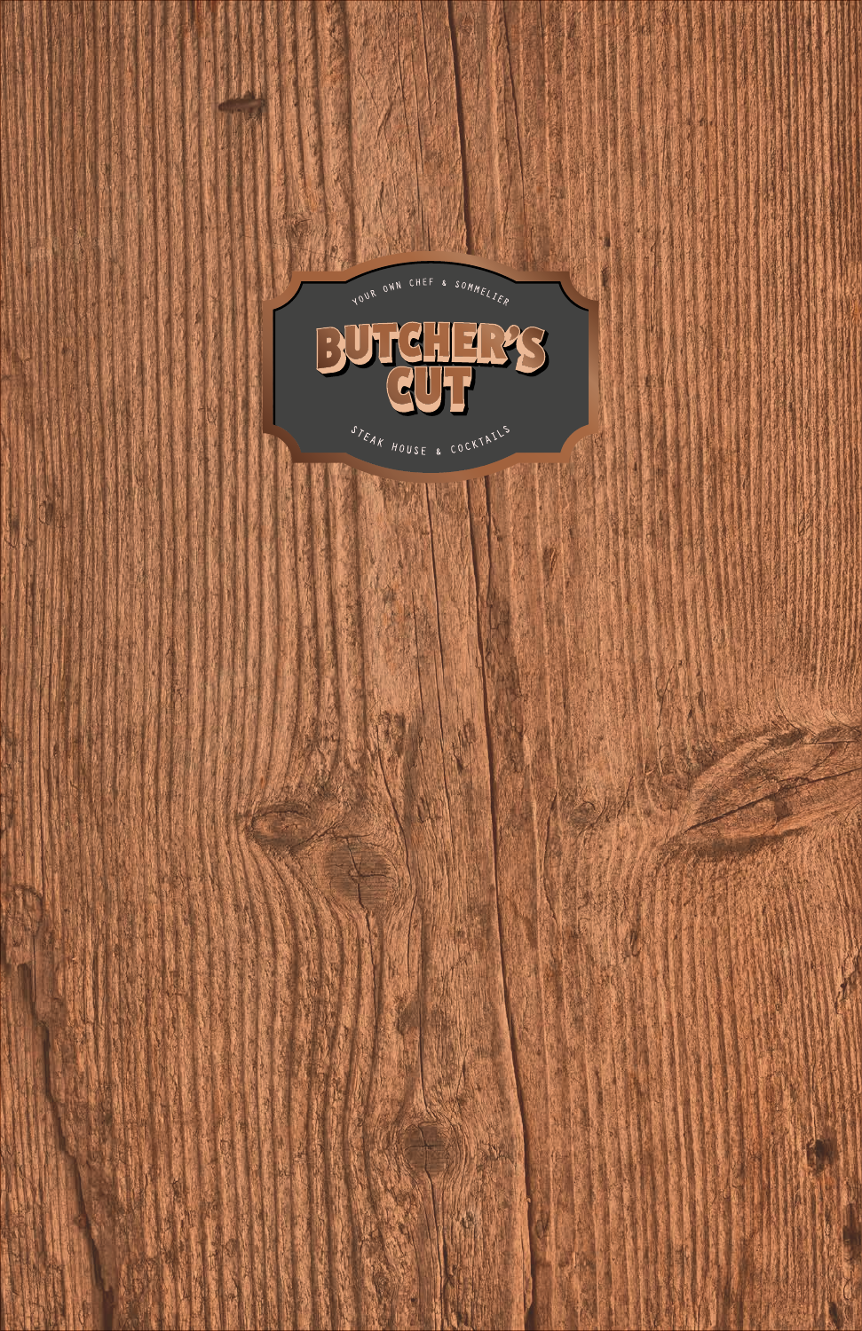YOUR OWN CHEF & SOMMELIER

# BUTCHER'S CUT

STEAK HOUSE & COCKTAILS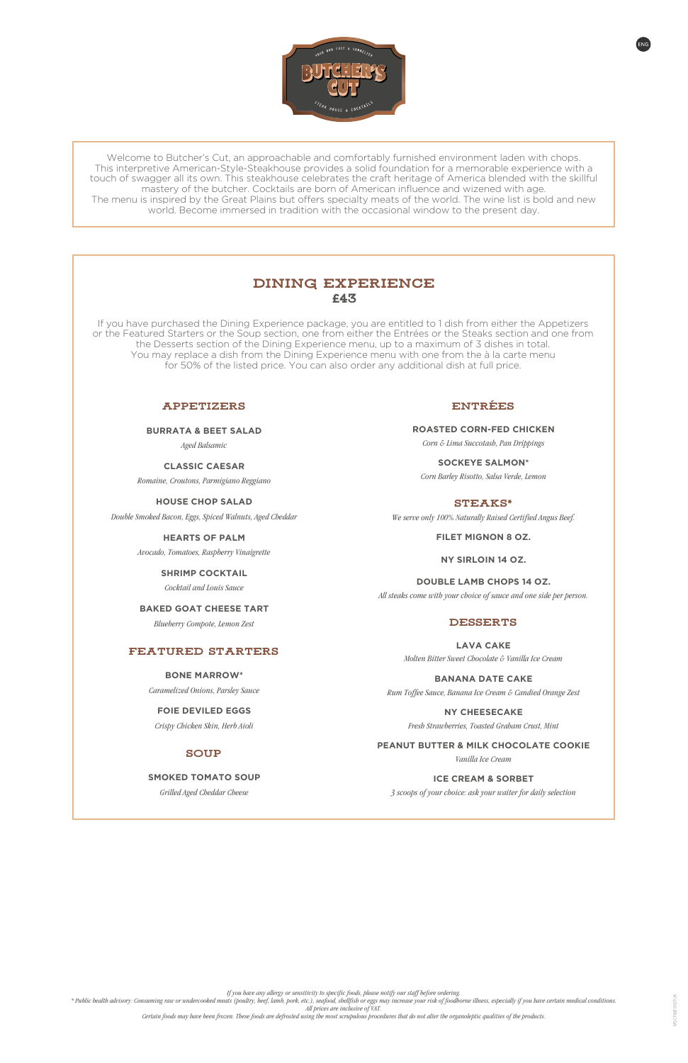Welcome to Butcher's Cut, an approachable and comfortably furnished environment laden with chops. This interpretive American-Style-Steakhouse provides a solid foundation for a memorable experience with a touch of swagger all its own. This steakhouse celebrates the craft heritage of America blended with the skillful mastery of the butcher. Cocktails are born of American influence and wizened with age. The menu is inspired by the Great Plains but offers specialty meats of the world. The wine list is bold and new world. Become immersed in tradition with the occasional window to the present day.

# DINING EXPERIENCE
## £43

If you have purchased the Dining Experience package, you are entitled to 1 dish from either the Appetizers or the Featured Starters or the Soup section, one from either the Entrées or the Steaks section and one from the Desserts section of the Dining Experience menu, up to a maximum of 3 dishes in total. You may replace a dish from the Dining Experience menu with one from the à la carte menu for 50% of the listed price. You can also order any additional dish at full price.

## APPETIZERS

**BURRATA & BEET SALAD**
*Aged Balsamic*

**CLASSIC CAESAR**
*Romaine, Croutons, Parmigiano Reggiano*

**HOUSE CHOP SALAD**
*Double Smoked Bacon, Eggs, Spiced Walnuts, Aged Cheddar*

**HEARTS OF PALM**
*Avocado, Tomatoes, Raspberry Vinaigrette*

**SHRIMP COCKTAIL**
*Cocktail and Louis Sauce*

**BAKED GOAT CHEESE TART**
*Blueberry Compote, Lemon Zest*

## FEATURED STARTERS

**BONE MARROW***
*Caramelized Onions, Parsley Sauce*

**FOIE DEVILED EGGS**
*Crispy Chicken Skin, Herb Aioli*

## SOUP

**SMOKED TOMATO SOUP**
*Grilled Aged Cheddar Cheese*

## ENTRÉES

**ROASTED CORN-FED CHICKEN**
*Corn & Lima Succotash, Pan Drippings*

**SOCKEYE SALMON***
*Corn Barley Risotto, Salsa Verde, Lemon*

## STEAKS*

*We serve only 100% Naturally Raised Certified Angus Beef.*

**FILET MIGNON 8 OZ.**

**NY SIRLOIN 14 OZ.**

**DOUBLE LAMB CHOPS 14 OZ.**

*All steaks come with your choice of sauce and one side per person.*

## DESSERTS

**LAVA CAKE**
*Molten Bitter Sweet Chocolate & Vanilla Ice Cream*

**BANANA DATE CAKE**
*Rum Toffee Sauce, Banana Ice Cream & Candied Orange Zest*

**NY CHEESECAKE**
*Fresh Strawberries, Toasted Graham Crust, Mint*

**PEANUT BUTTER & MILK CHOCOLATE COOKIE**
*Vanilla Ice Cream*

**ICE CREAM & SORBET**
*3 scoops of your choice: ask your waiter for daily selection*

*If you have any allergy or sensitivity to specific foods, please notify our staff before ordering.*
** Public health advisory: Consuming raw or undercooked meats (poultry, beef, lamb, pork, etc.), seafood, shellfish or eggs may increase your risk of foodborne illness, especially if you have certain medical conditions.*
*All prices are inclusive of VAT.*
*Certain foods may have been frozen. These foods are defrosted using the most scrupulous procedures that do not alter the organoleptic qualities of the products.*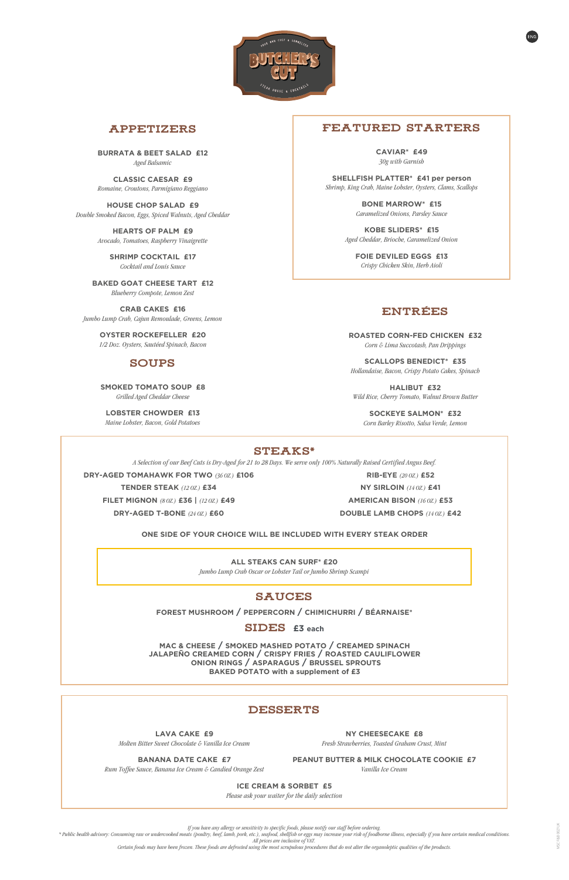# BUTCHER'S CUT

YOUR OWN CHEF & SOMMELIER

STEAK HOUSE & COCKTAILS

ENG

## APPETIZERS

**BURRATA & BEET SALAD £12**
*Aged Balsamic*

**CLASSIC CAESAR £9**
*Romaine, Croutons, Parmigiano Reggiano*

**HOUSE CHOP SALAD £9**
*Double Smoked Bacon, Eggs, Spiced Walnuts, Aged Cheddar*

**HEARTS OF PALM £9**
*Avocado, Tomatoes, Raspberry Vinaigrette*

**SHRIMP COCKTAIL £17**
*Cocktail and Louis Sauce*

**BAKED GOAT CHEESE TART £12**
*Blueberry Compote, Lemon Zest*

**CRAB CAKES £16**
*Jumbo Lump Crab, Cajun Remoulade, Greens, Lemon*

**OYSTER ROCKEFELLER £20**
*1/2 Doz. Oysters, Sautéed Spinach, Bacon*

## SOUPS

**SMOKED TOMATO SOUP £8**
*Grilled Aged Cheddar Cheese*

**LOBSTER CHOWDER £13**
*Maine Lobster, Bacon, Gold Potatoes*

## FEATURED STARTERS

**CAVIAR* £49**
*30g with Garnish*

**SHELLFISH PLATTER* £41 per person**
*Shrimp, King Crab, Maine Lobster, Oysters, Clams, Scallops*

**BONE MARROW* £15**
*Caramelized Onions, Parsley Sauce*

**KOBE SLIDERS* £15**
*Aged Cheddar, Brioche, Caramelized Onion*

**FOIE DEVILED EGGS £13**
*Crispy Chicken Skin, Herb Aioli*

## ENTRÉES

**ROASTED CORN-FED CHICKEN £32**
*Corn & Lima Succotash, Pan Drippings*

**SCALLOPS BENEDICT* £35**
*Hollandaise, Bacon, Crispy Potato Cakes, Spinach*

**HALIBUT £32**
*Wild Rice, Cherry Tomato, Walnut Brown Butter*

**SOCKEYE SALMON* £32**
*Corn Barley Risotto, Salsa Verde, Lemon*

## STEAKS*

*A Selection of our Beef Cuts is Dry-Aged for 21 to 28 Days. We serve only 100% Naturally Raised Certified Angus Beef.*

**DRY-AGED TOMAHAWK FOR TWO** *(36 OZ.)* **£106**

**TENDER STEAK** *(12 OZ.)* **£34**

**FILET MIGNON** *(8 OZ.)* **£36 |** *(12 OZ.)* **£49**

**DRY-AGED T-BONE** *(24 OZ.)* **£60**

**RIB-EYE** *(20 OZ.)* **£52**

**NY SIRLOIN** *(14 OZ.)* **£41**

**AMERICAN BISON** *(16 OZ.)* **£53**

**DOUBLE LAMB CHOPS** *(14 OZ.)* **£42**

**ONE SIDE OF YOUR CHOICE WILL BE INCLUDED WITH EVERY STEAK ORDER**

**ALL STEAKS CAN SURF* £20**
*Jumbo Lump Crab Oscar or Lobster Tail or Jumbo Shrimp Scampi*

## SAUCES

**FOREST MUSHROOM / PEPPERCORN / CHIMICHURRI / BÉARNAISE***

## SIDES £3 each

**MAC & CHEESE / SMOKED MASHED POTATO / CREAMED SPINACH**
**JALAPEÑO CREAMED CORN / CRISPY FRIES / ROASTED CAULIFLOWER**
**ONION RINGS / ASPARAGUS / BRUSSEL SPROUTS**
**BAKED POTATO with a supplement of £3**

## DESSERTS

**LAVA CAKE £9**
*Molten Bitter Sweet Chocolate & Vanilla Ice Cream*

**BANANA DATE CAKE £7**
*Rum Toffee Sauce, Banana Ice Cream & Candied Orange Zest*

**NY CHEESECAKE £8**
*Fresh Strawberries, Toasted Graham Crust, Mint*

**PEANUT BUTTER & MILK CHOCOLATE COOKIE £7**
*Vanilla Ice Cream*

**ICE CREAM & SORBET £5**
*Please ask your waiter for the daily selection*

*If you have any allergy or sensitivity to specific foods, please notify our staff before ordering.*
*\* Public health advisory: Consuming raw or undercooked meats (poultry, beef, lamb, pork, etc.), seafood, shellfish or eggs may increase your risk of foodborne illness, especially if you have certain medical conditions.*
*All prices are inclusive of VAT.*
*Certain foods may have been frozen. These foods are defrosted using the most scrupulous procedures that do not alter the organoleptic qualities of the products.*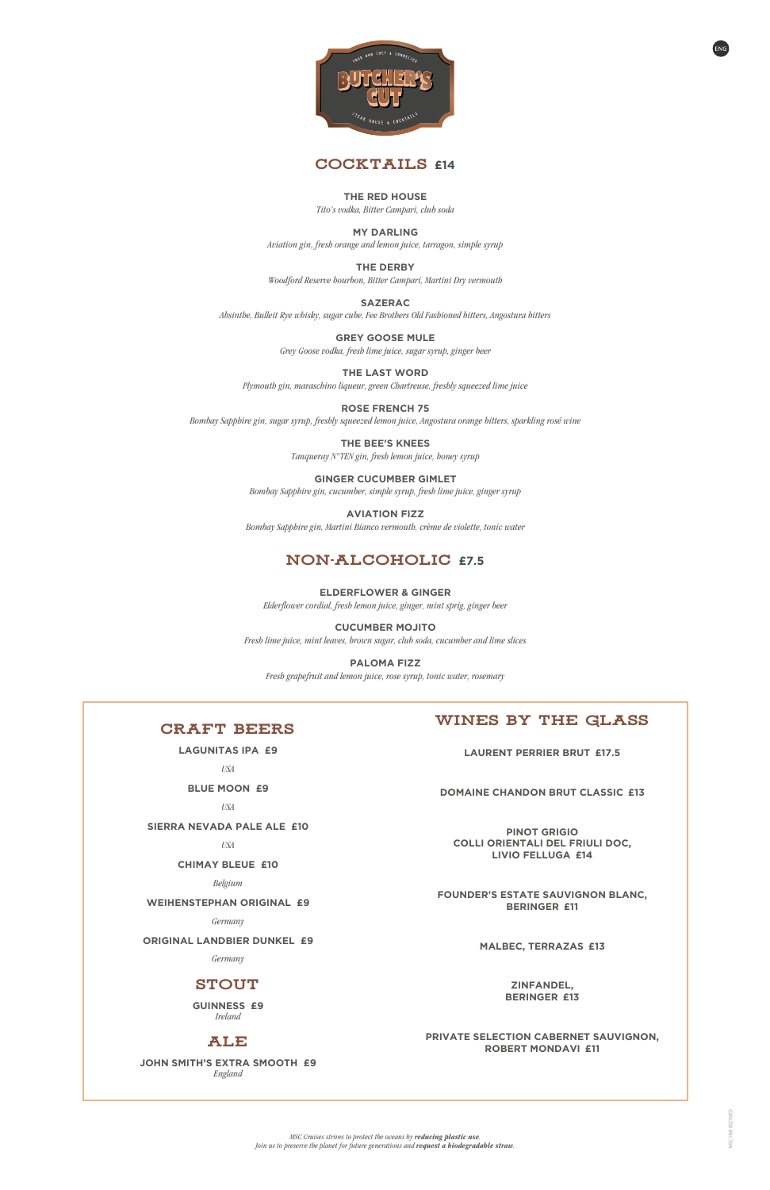ENG

# BUTCHER'S CUT

YOUR OWN CHEF & SOMMELIER

STEAK HOUSE & COCKTAILS

## COCKTAILS £14

**THE RED HOUSE**
*Tito's vodka, Bitter Campari, club soda*

**MY DARLING**
*Aviation gin, fresh orange and lemon juice, tarragon, simple syrup*

**THE DERBY**
*Woodford Reserve bourbon, Bitter Campari, Martini Dry vermouth*

**SAZERAC**
*Absinthe, Bulleit Rye whisky, sugar cube, Fee Brothers Old Fashioned bitters, Angostura bitters*

**GREY GOOSE MULE**
*Grey Goose vodka, fresh lime juice, sugar syrup, ginger beer*

**THE LAST WORD**
*Plymouth gin, maraschino liqueur, green Chartreuse, freshly squeezed lime juice*

**ROSE FRENCH 75**
*Bombay Sapphire gin, sugar syrup, freshly squeezed lemon juice, Angostura orange bitters, sparkling rosé wine*

**THE BEE'S KNEES**
*Tanqueray N°TEN gin, fresh lemon juice, honey syrup*

**GINGER CUCUMBER GIMLET**
*Bombay Sapphire gin, cucumber, simple syrup, fresh lime juice, ginger syrup*

**AVIATION FIZZ**
*Bombay Sapphire gin, Martini Bianco vermouth, crème de violette, tonic water*

## NON-ALCOHOLIC £7.5

**ELDERFLOWER & GINGER**
*Elderflower cordial, fresh lemon juice, ginger, mint sprig, ginger beer*

**CUCUMBER MOJITO**
*Fresh lime juice, mint leaves, brown sugar, club soda, cucumber and lime slices*

**PALOMA FIZZ**
*Fresh grapefruit and lemon juice, rose syrup, tonic water, rosemary*

## CRAFT BEERS

**LAGUNITAS IPA £9**
*USA*

**BLUE MOON £9**
*USA*

**SIERRA NEVADA PALE ALE £10**
*USA*

**CHIMAY BLEUE £10**
*Belgium*

**WEIHENSTEPHAN ORIGINAL £9**
*Germany*

**ORIGINAL LANDBIER DUNKEL £9**
*Germany*

## STOUT

**GUINNESS £9**
*Ireland*

## ALE

**JOHN SMITH'S EXTRA SMOOTH £9**
*England*

## WINES BY THE GLASS

**LAURENT PERRIER BRUT £17.5**

**DOMAINE CHANDON BRUT CLASSIC £13**

**PINOT GRIGIO COLLI ORIENTALI DEL FRIULI DOC, LIVIO FELLUGA £14**

**FOUNDER'S ESTATE SAUVIGNON BLANC, BERINGER £11**

**MALBEC, TERRAZAS £13**

**ZINFANDEL, BERINGER £13**

**PRIVATE SELECTION CABERNET SAUVIGNON, ROBERT MONDAVI £11**

*MSC Cruises strives to protect the oceans by **reducing plastic use**.*
*Join us to preserve the planet for future generations and **request a biodegradable straw**.*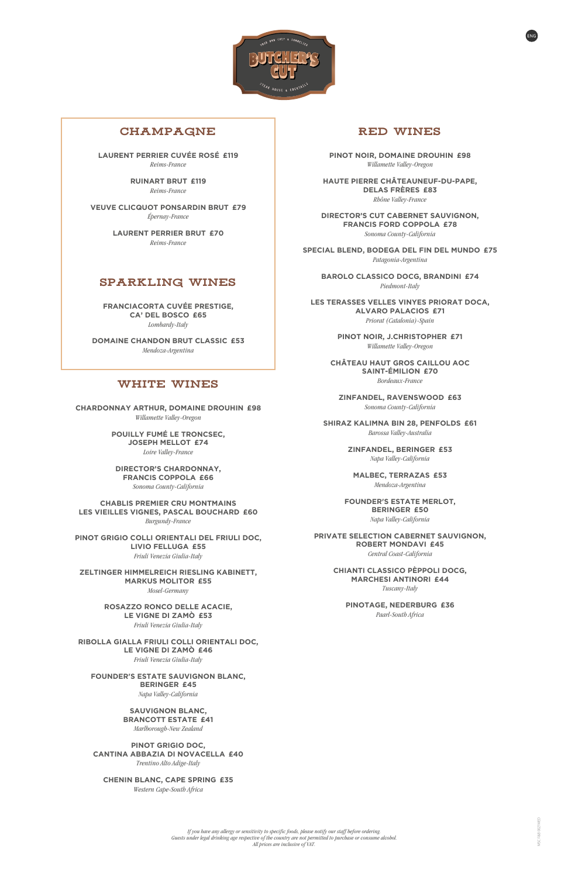ENG

# BUTCHER'S CUT

## CHAMPAGNE

**LAURENT PERRIER CUVÉE ROSÉ £119**
*Reims-France*

**RUINART BRUT £119**
*Reims-France*

**VEUVE CLICQUOT PONSARDIN BRUT £79**
*Épernay-France*

**LAURENT PERRIER BRUT £70**
*Reims-France*

## SPARKLING WINES

**FRANCIACORTA CUVÉE PRESTIGE, CA' DEL BOSCO £65**
*Lombardy-Italy*

**DOMAINE CHANDON BRUT CLASSIC £53**
*Mendoza-Argentina*

## WHITE WINES

**CHARDONNAY ARTHUR, DOMAINE DROUHIN £98**
*Willamette Valley-Oregon*

**POUILLY FUMÉ LE TRONCSEC, JOSEPH MELLOT £74**
*Loire Valley-France*

**DIRECTOR'S CHARDONNAY, FRANCIS COPPOLA £66**
*Sonoma County-California*

**CHABLIS PREMIER CRU MONTMAINS LES VIEILLES VIGNES, PASCAL BOUCHARD £60**
*Burgundy-France*

**PINOT GRIGIO COLLI ORIENTALI DEL FRIULI DOC, LIVIO FELLUGA £55**
*Friuli Venezia Giulia-Italy*

**ZELTINGER HIMMELREICH RIESLING KABINETT, MARKUS MOLITOR £55**
*Mosel-Germany*

**ROSAZZO RONCO DELLE ACACIE, LE VIGNE DI ZAMÒ £53**
*Friuli Venezia Giulia-Italy*

**RIBOLLA GIALLA FRIULI COLLI ORIENTALI DOC, LE VIGNE DI ZAMÒ £46**
*Friuli Venezia Giulia-Italy*

**FOUNDER'S ESTATE SAUVIGNON BLANC, BERINGER £45**
*Napa Valley-California*

**SAUVIGNON BLANC, BRANCOTT ESTATE £41**
*Marlborough-New Zealand*

**PINOT GRIGIO DOC, CANTINA ABBAZIA DI NOVACELLA £40**
*Trentino Alto Adige-Italy*

**CHENIN BLANC, CAPE SPRING £35**
*Western Cape-South Africa*

## RED WINES

**PINOT NOIR, DOMAINE DROUHIN £98**
*Willamette Valley-Oregon*

**HAUTE PIERRE CHÂTEAUNEUF-DU-PAPE, DELAS FRÈRES £83**
*Rhône Valley-France*

**DIRECTOR'S CUT CABERNET SAUVIGNON, FRANCIS FORD COPPOLA £78**
*Sonoma County-California*

**SPECIAL BLEND, BODEGA DEL FIN DEL MUNDO £75**
*Patagonia-Argentina*

**BAROLO CLASSICO DOCG, BRANDINI £74**
*Piedmont-Italy*

**LES TERASSES VELLES VINYES PRIORAT DOCA, ALVARO PALACIOS £71**
*Priorat (Catalonia)-Spain*

**PINOT NOIR, J.CHRISTOPHER £71**
*Willamette Valley-Oregon*

**CHÂTEAU HAUT GROS CAILLOU AOC SAINT-ÉMILION £70**
*Bordeaux-France*

**ZINFANDEL, RAVENSWOOD £63**
*Sonoma County-California*

**SHIRAZ KALIMNA BIN 28, PENFOLDS £61**
*Barossa Valley-Australia*

**ZINFANDEL, BERINGER £53**
*Napa Valley-California*

**MALBEC, TERRAZAS £53**
*Mendoza-Argentina*

**FOUNDER'S ESTATE MERLOT, BERINGER £50**
*Napa Valley-California*

**PRIVATE SELECTION CABERNET SAUVIGNON, ROBERT MONDAVI £45**
*Central Coast-California*

**CHIANTI CLASSICO PÈPPOLI DOCG, MARCHESI ANTINORI £44**
*Tuscany-Italy*

**PINOTAGE, NEDERBURG £36**
*Paarl-South Africa*

*If you have any allergy or sensitivity to specific foods, please notify our staff before ordering.*
*Guests under legal drinking age respective of the country are not permitted to purchase or consume alcohol.*
*All prices are inclusive of VAT.*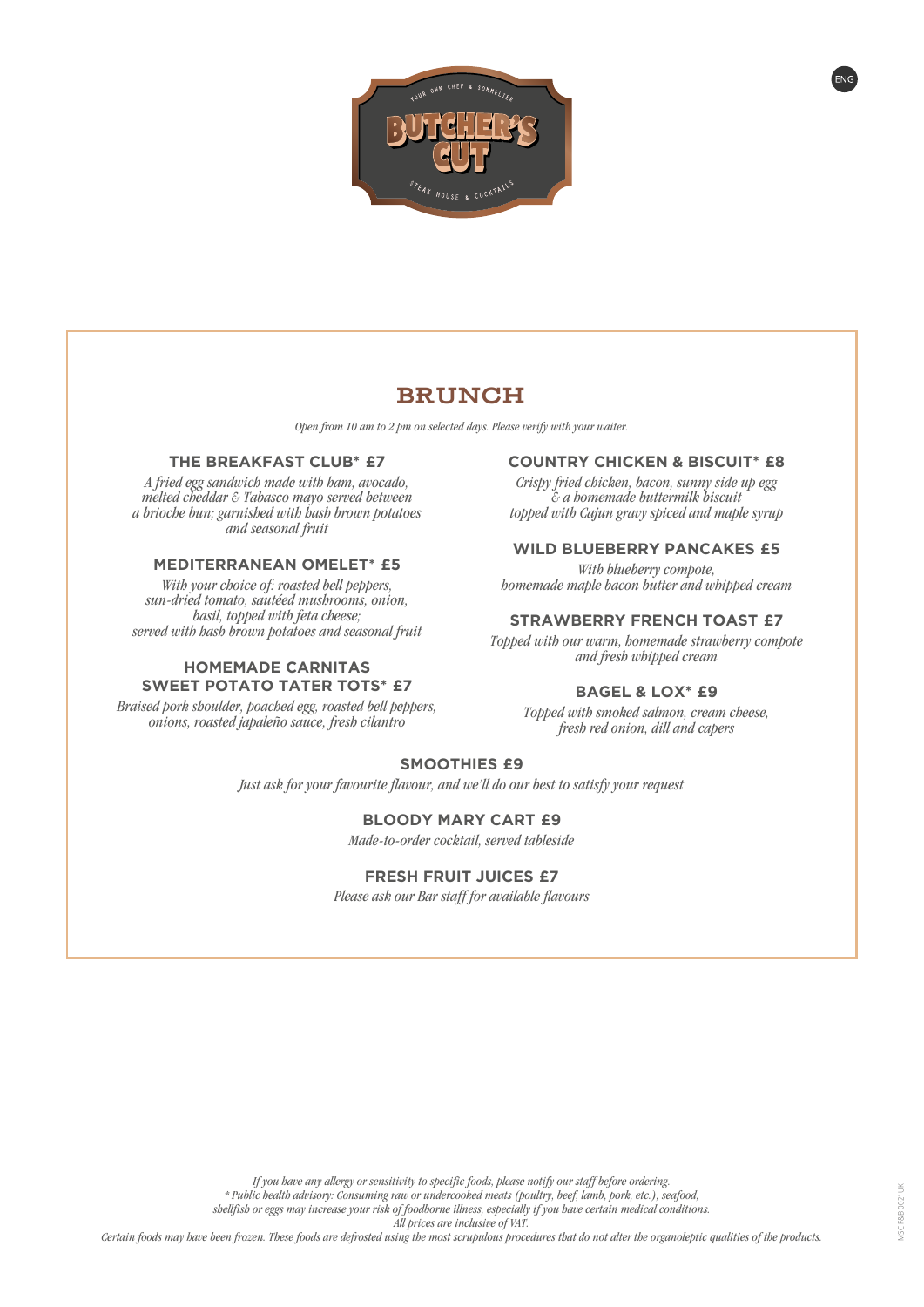YOUR OWN CHEF & SOMMELIER

# BUTCHER'S CUT

STEAK HOUSE & COCKTAILS

ENG

## BRUNCH

*Open from 10 am to 2 pm on selected days. Please verify with your waiter.*

### THE BREAKFAST CLUB* £7

*A fried egg sandwich made with ham, avocado, melted cheddar & Tabasco mayo served between a brioche bun; garnished with hash brown potatoes and seasonal fruit*

### MEDITERRANEAN OMELET* £5

*With your choice of: roasted bell peppers, sun-dried tomato, sautéed mushrooms, onion, basil, topped with feta cheese; served with hash brown potatoes and seasonal fruit*

### HOMEMADE CARNITAS SWEET POTATO TATER TOTS* £7

*Braised pork shoulder, poached egg, roasted bell peppers, onions, roasted japaleño sauce, fresh cilantro*

### COUNTRY CHICKEN & BISCUIT* £8

*Crispy fried chicken, bacon, sunny side up egg & a homemade buttermilk biscuit topped with Cajun gravy spiced and maple syrup*

### WILD BLUEBERRY PANCAKES £5

*With blueberry compote, homemade maple bacon butter and whipped cream*

### STRAWBERRY FRENCH TOAST £7

*Topped with our warm, homemade strawberry compote and fresh whipped cream*

### BAGEL & LOX* £9

*Topped with smoked salmon, cream cheese, fresh red onion, dill and capers*

### SMOOTHIES £9

*Just ask for your favourite flavour, and we'll do our best to satisfy your request*

### BLOODY MARY CART £9

*Made-to-order cocktail, served tableside*

### FRESH FRUIT JUICES £7

*Please ask our Bar staff for available flavours*

*If you have any allergy or sensitivity to specific foods, please notify our staff before ordering.*
*\* Public health advisory: Consuming raw or undercooked meats (poultry, beef, lamb, pork, etc.), seafood, shellfish or eggs may increase your risk of foodborne illness, especially if you have certain medical conditions.*
*All prices are inclusive of VAT.*
*Certain foods may have been frozen. These foods are defrosted using the most scrupulous procedures that do not alter the organoleptic qualities of the products.*

MSC F&B 0021UK